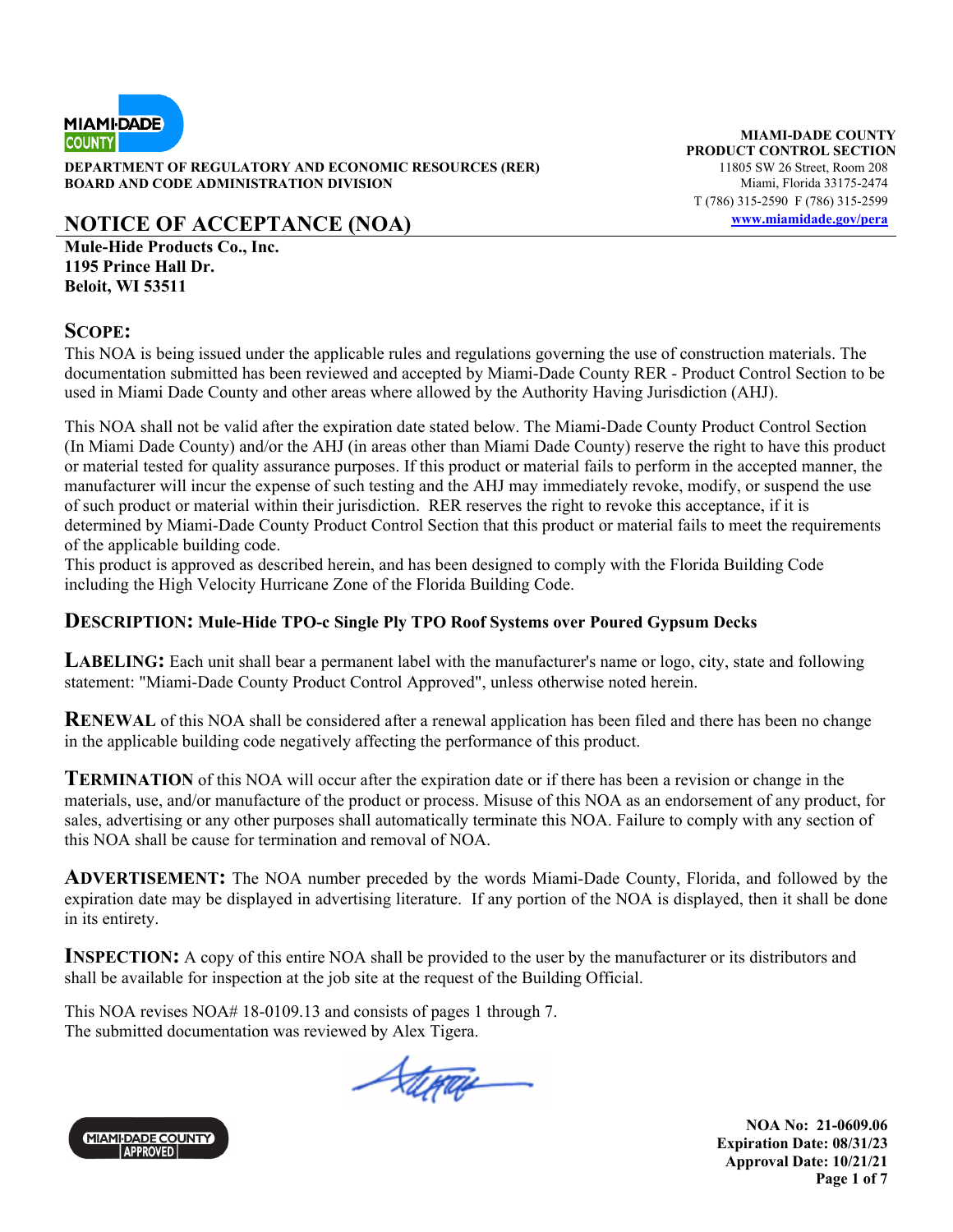**MIAMI-DADE COUNTY**
**PRODUCT CONTROL SECTION**
11805 SW 26 Street, Room 208
Miami, Florida 33175-2474
T (786) 315-2590 F (786) 315-2599
www.miamidade.gov/pera

**DEPARTMENT OF REGULATORY AND ECONOMIC RESOURCES (RER)**
**BOARD AND CODE ADMINISTRATION DIVISION**

# NOTICE OF ACCEPTANCE (NOA)

**Mule-Hide Products Co., Inc.**
**1195 Prince Hall Dr.**
**Beloit, WI 53511**

## SCOPE:

This NOA is being issued under the applicable rules and regulations governing the use of construction materials. The documentation submitted has been reviewed and accepted by Miami-Dade County RER - Product Control Section to be used in Miami Dade County and other areas where allowed by the Authority Having Jurisdiction (AHJ).

This NOA shall not be valid after the expiration date stated below. The Miami-Dade County Product Control Section (In Miami Dade County) and/or the AHJ (in areas other than Miami Dade County) reserve the right to have this product or material tested for quality assurance purposes. If this product or material fails to perform in the accepted manner, the manufacturer will incur the expense of such testing and the AHJ may immediately revoke, modify, or suspend the use of such product or material within their jurisdiction. RER reserves the right to revoke this acceptance, if it is determined by Miami-Dade County Product Control Section that this product or material fails to meet the requirements of the applicable building code.
This product is approved as described herein, and has been designed to comply with the Florida Building Code including the High Velocity Hurricane Zone of the Florida Building Code.

**DESCRIPTION: Mule-Hide TPO-c Single Ply TPO Roof Systems over Poured Gypsum Decks**

**LABELING:** Each unit shall bear a permanent label with the manufacturer's name or logo, city, state and following statement: "Miami-Dade County Product Control Approved", unless otherwise noted herein.

**RENEWAL** of this NOA shall be considered after a renewal application has been filed and there has been no change in the applicable building code negatively affecting the performance of this product.

**TERMINATION** of this NOA will occur after the expiration date or if there has been a revision or change in the materials, use, and/or manufacture of the product or process. Misuse of this NOA as an endorsement of any product, for sales, advertising or any other purposes shall automatically terminate this NOA. Failure to comply with any section of this NOA shall be cause for termination and removal of NOA.

**ADVERTISEMENT:** The NOA number preceded by the words Miami-Dade County, Florida, and followed by the expiration date may be displayed in advertising literature. If any portion of the NOA is displayed, then it shall be done in its entirety.

**INSPECTION:** A copy of this entire NOA shall be provided to the user by the manufacturer or its distributors and shall be available for inspection at the job site at the request of the Building Official.

This NOA revises NOA# 18-0109.13 and consists of pages 1 through 7.
The submitted documentation was reviewed by Alex Tigera.

**NOA No: 21-0609.06**
**Expiration Date: 08/31/23**
**Approval Date: 10/21/21**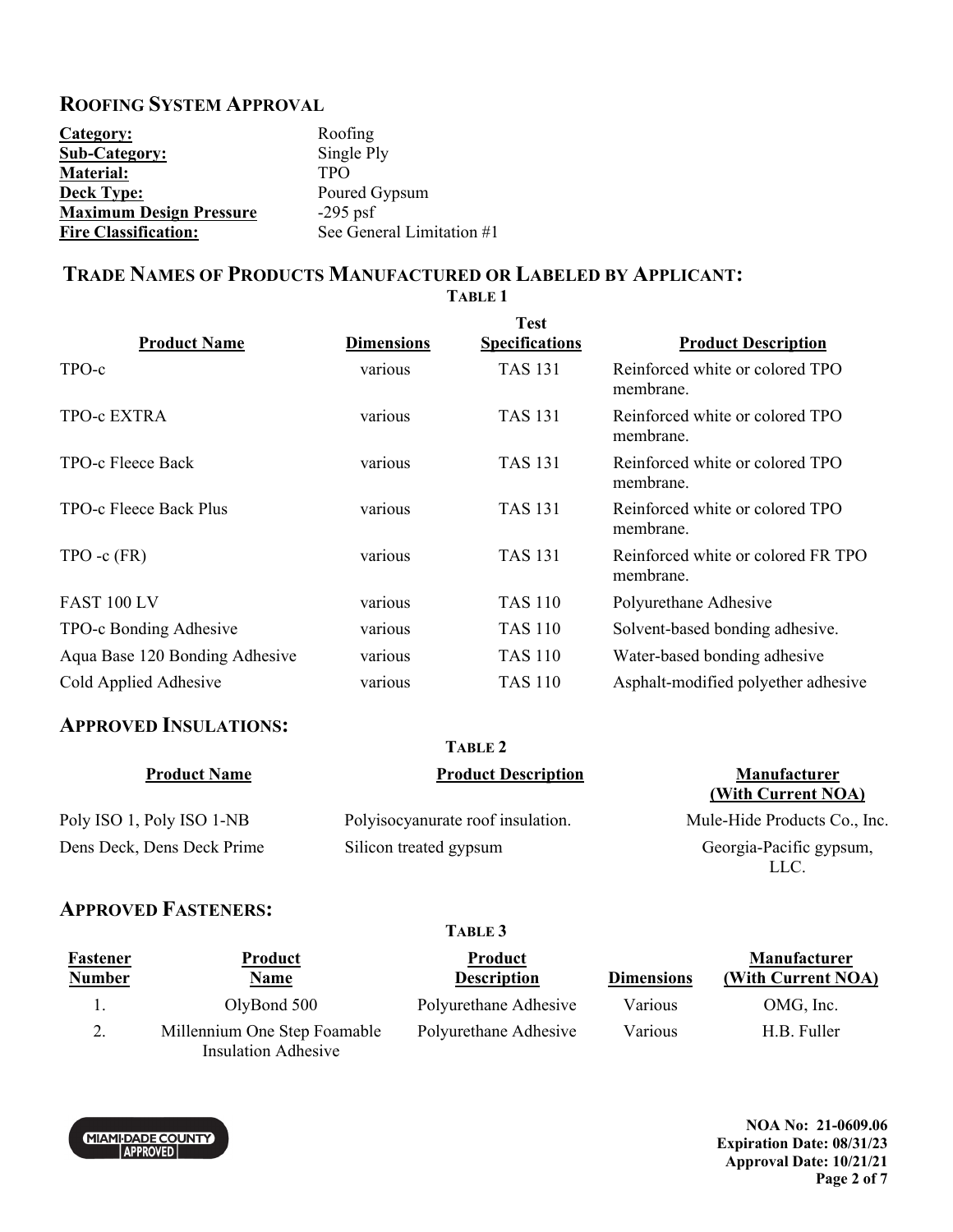## ROOFING SYSTEM APPROVAL

| | |
|---|---|
| **Category:** | Roofing |
| **Sub-Category:** | Single Ply |
| **Material:** | TPO |
| **Deck Type:** | Poured Gypsum |
| **Maximum Design Pressure** | -295 psf |
| **Fire Classification:** | See General Limitation #1 |

## TRADE NAMES OF PRODUCTS MANUFACTURED OR LABELED BY APPLICANT:

**TABLE 1**

| Product Name | Dimensions | Test Specifications | Product Description |
|---|---|---|---|
| TPO-c | various | TAS 131 | Reinforced white or colored TPO membrane. |
| TPO-c EXTRA | various | TAS 131 | Reinforced white or colored TPO membrane. |
| TPO-c Fleece Back | various | TAS 131 | Reinforced white or colored TPO membrane. |
| TPO-c Fleece Back Plus | various | TAS 131 | Reinforced white or colored TPO membrane. |
| TPO -c (FR) | various | TAS 131 | Reinforced white or colored FR TPO membrane. |
| FAST 100 LV | various | TAS 110 | Polyurethane Adhesive |
| TPO-c Bonding Adhesive | various | TAS 110 | Solvent-based bonding adhesive. |
| Aqua Base 120 Bonding Adhesive | various | TAS 110 | Water-based bonding adhesive |
| Cold Applied Adhesive | various | TAS 110 | Asphalt-modified polyether adhesive |

## APPROVED INSULATIONS:

**TABLE 2**

| Product Name | Product Description | Manufacturer (With Current NOA) |
|---|---|---|
| Poly ISO 1, Poly ISO 1-NB | Polyisocyanurate roof insulation. | Mule-Hide Products Co., Inc. |
| Dens Deck, Dens Deck Prime | Silicon treated gypsum | Georgia-Pacific gypsum, LLC. |

## APPROVED FASTENERS:

**TABLE 3**

| Fastener Number | Product Name | Product Description | Dimensions | Manufacturer (With Current NOA) |
|---|---|---|---|---|
| 1. | OlyBond 500 | Polyurethane Adhesive | Various | OMG, Inc. |
| 2. | Millennium One Step Foamable Insulation Adhesive | Polyurethane Adhesive | Various | H.B. Fuller |

**NOA No: 21-0609.06**
**Expiration Date: 08/31/23**
**Approval Date: 10/21/21**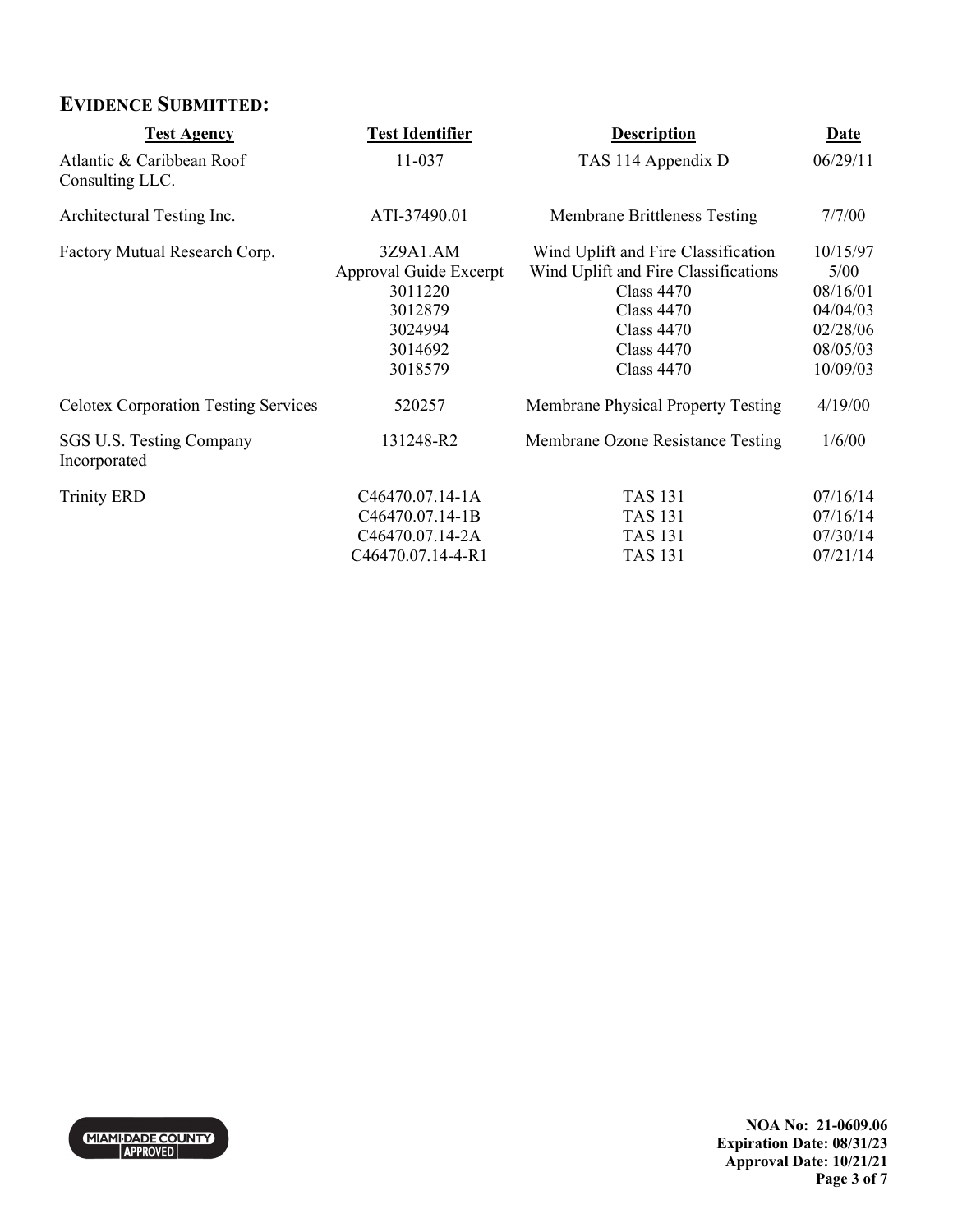## EVIDENCE SUBMITTED:

| Test Agency | Test Identifier | Description | Date |
|---|---|---|---|
| Atlantic & Caribbean Roof Consulting LLC. | 11-037 | TAS 114 Appendix D | 06/29/11 |
| Architectural Testing Inc. | ATI-37490.01 | Membrane Brittleness Testing | 7/7/00 |
| Factory Mutual Research Corp. | 3Z9A1.AM | Wind Uplift and Fire Classification | 10/15/97 |
| | Approval Guide Excerpt | Wind Uplift and Fire Classifications | 5/00 |
| | 3011220 | Class 4470 | 08/16/01 |
| | 3012879 | Class 4470 | 04/04/03 |
| | 3024994 | Class 4470 | 02/28/06 |
| | 3014692 | Class 4470 | 08/05/03 |
| | 3018579 | Class 4470 | 10/09/03 |
| Celotex Corporation Testing Services | 520257 | Membrane Physical Property Testing | 4/19/00 |
| SGS U.S. Testing Company Incorporated | 131248-R2 | Membrane Ozone Resistance Testing | 1/6/00 |
| Trinity ERD | C46470.07.14-1A | TAS 131 | 07/16/14 |
| | C46470.07.14-1B | TAS 131 | 07/16/14 |
| | C46470.07.14-2A | TAS 131 | 07/30/14 |
| | C46470.07.14-4-R1 | TAS 131 | 07/21/14 |

NOA No: 21-0609.06
Expiration Date: 08/31/23
Approval Date: 10/21/21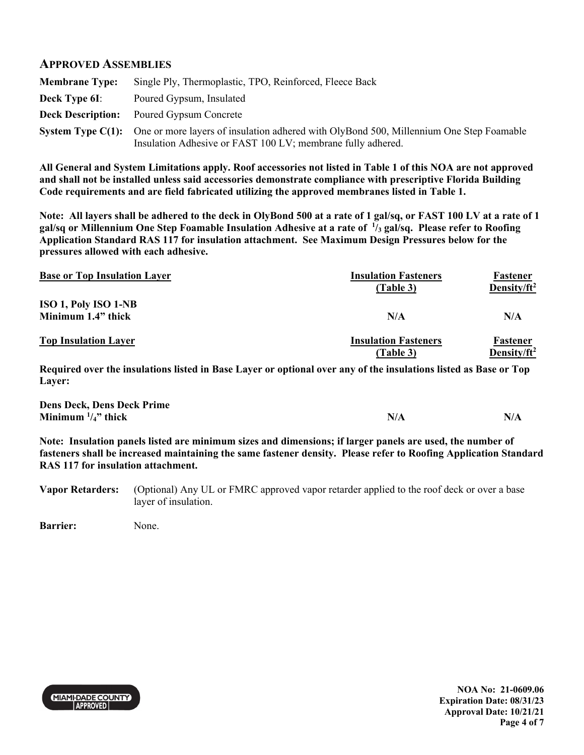## APPROVED ASSEMBLIES

**Membrane Type:** Single Ply, Thermoplastic, TPO, Reinforced, Fleece Back

**Deck Type 6I:** Poured Gypsum, Insulated

**Deck Description:** Poured Gypsum Concrete

**System Type C(1):** One or more layers of insulation adhered with OlyBond 500, Millennium One Step Foamable Insulation Adhesive or FAST 100 LV; membrane fully adhered.

**All General and System Limitations apply. Roof accessories not listed in Table 1 of this NOA are not approved and shall not be installed unless said accessories demonstrate compliance with prescriptive Florida Building Code requirements and are field fabricated utilizing the approved membranes listed in Table 1.**

**Note: All layers shall be adhered to the deck in OlyBond 500 at a rate of 1 gal/sq, or FAST 100 LV at a rate of 1 gal/sq or Millennium One Step Foamable Insulation Adhesive at a rate of 1/3 gal/sq. Please refer to Roofing Application Standard RAS 117 for insulation attachment. See Maximum Design Pressures below for the pressures allowed with each adhesive.**

| Base or Top Insulation Layer | Insulation Fasteners (Table 3) | Fastener Density/ft² |
|---|---|---|
| **ISO 1, Poly ISO 1-NB** <br> **Minimum 1.4" thick** | **N/A** | **N/A** |

| Top Insulation Layer | Insulation Fasteners (Table 3) | Fastener Density/ft² |
|---|---|---|

**Required over the insulations listed in Base Layer or optional over any of the insulations listed as Base or Top Layer:**

| | | |
|---|---|---|
| **Dens Deck, Dens Deck Prime** <br> **Minimum 1/4" thick** | **N/A** | **N/A** |

**Note: Insulation panels listed are minimum sizes and dimensions; if larger panels are used, the number of fasteners shall be increased maintaining the same fastener density. Please refer to Roofing Application Standard RAS 117 for insulation attachment.**

**Vapor Retarders:** (Optional) Any UL or FMRC approved vapor retarder applied to the roof deck or over a base layer of insulation.

**Barrier:** None.

**NOA No: 21-0609.06**
**Expiration Date: 08/31/23**
**Approval Date: 10/21/21**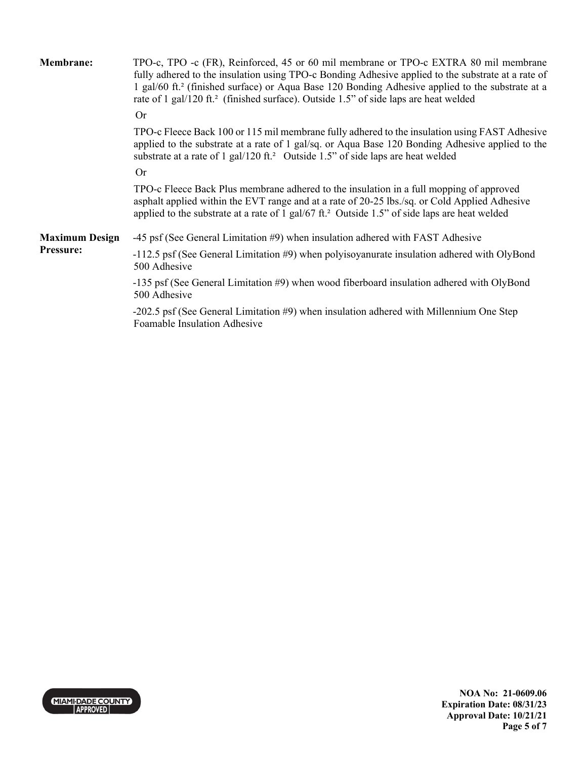**Membrane:** TPO-c, TPO -c (FR), Reinforced, 45 or 60 mil membrane or TPO-c EXTRA 80 mil membrane fully adhered to the insulation using TPO-c Bonding Adhesive applied to the substrate at a rate of 1 gal/60 ft.$^2$ (finished surface) or Aqua Base 120 Bonding Adhesive applied to the substrate at a rate of 1 gal/120 ft.$^2$ (finished surface). Outside 1.5" of side laps are heat welded

Or

TPO-c Fleece Back 100 or 115 mil membrane fully adhered to the insulation using FAST Adhesive applied to the substrate at a rate of 1 gal/sq. or Aqua Base 120 Bonding Adhesive applied to the substrate at a rate of 1 gal/120 ft.$^2$ Outside 1.5" of side laps are heat welded

Or

TPO-c Fleece Back Plus membrane adhered to the insulation in a full mopping of approved asphalt applied within the EVT range and at a rate of 20-25 lbs./sq. or Cold Applied Adhesive applied to the substrate at a rate of 1 gal/67 ft.$^2$ Outside 1.5" of side laps are heat welded

**Maximum Design Pressure:**

-45 psf (See General Limitation #9) when insulation adhered with FAST Adhesive

-112.5 psf (See General Limitation #9) when polyisoyanurate insulation adhered with OlyBond 500 Adhesive

-135 psf (See General Limitation #9) when wood fiberboard insulation adhered with OlyBond 500 Adhesive

-202.5 psf (See General Limitation #9) when insulation adhered with Millennium One Step Foamable Insulation Adhesive

NOA No: 21-0609.06
Expiration Date: 08/31/23
Approval Date: 10/21/21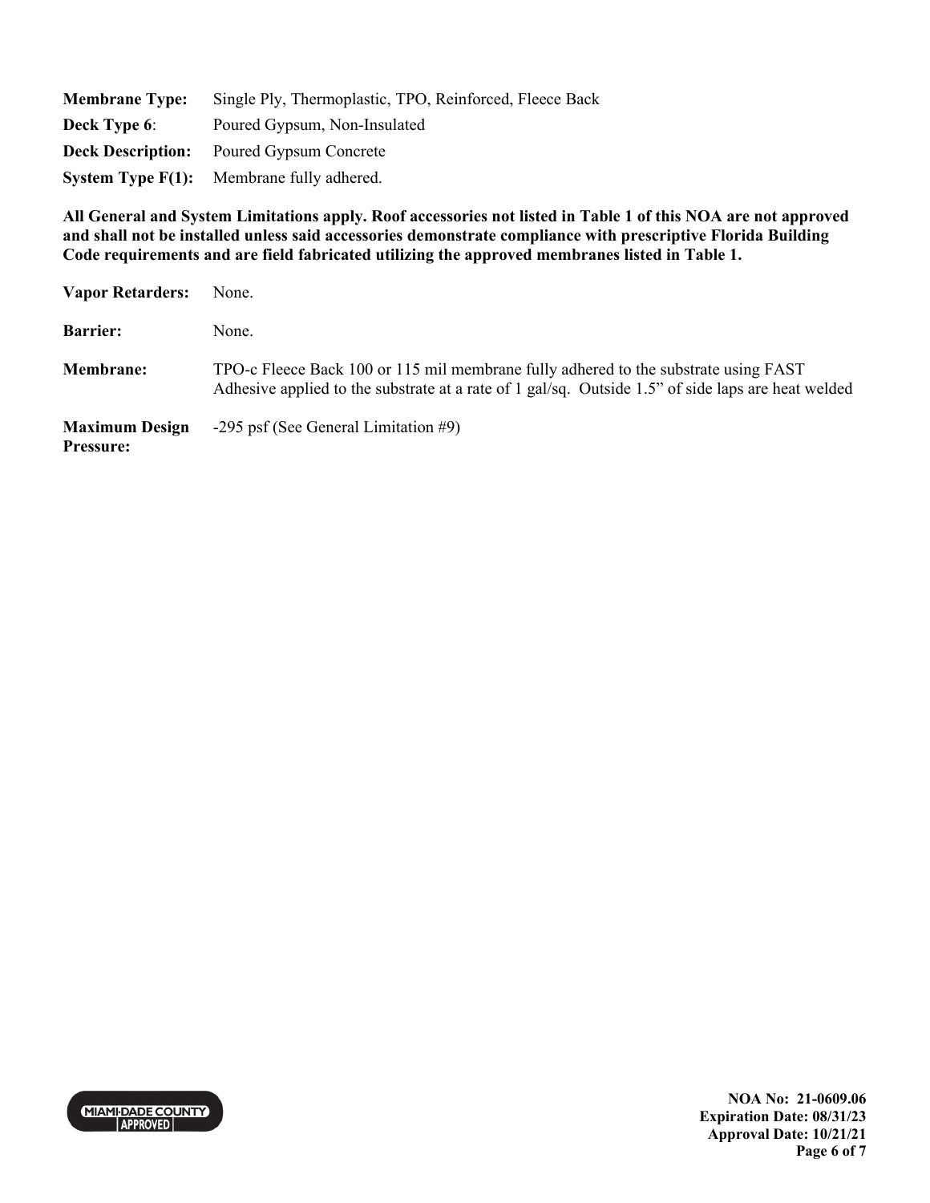**Membrane Type:** Single Ply, Thermoplastic, TPO, Reinforced, Fleece Back

**Deck Type 6**: Poured Gypsum, Non-Insulated

**Deck Description:** Poured Gypsum Concrete

**System Type F(1):** Membrane fully adhered.

**All General and System Limitations apply. Roof accessories not listed in Table 1 of this NOA are not approved and shall not be installed unless said accessories demonstrate compliance with prescriptive Florida Building Code requirements and are field fabricated utilizing the approved membranes listed in Table 1.**

**Vapor Retarders:** None.

**Barrier:** None.

**Membrane:** TPO-c Fleece Back 100 or 115 mil membrane fully adhered to the substrate using FAST Adhesive applied to the substrate at a rate of 1 gal/sq. Outside 1.5" of side laps are heat welded

**Maximum Design Pressure:** -295 psf (See General Limitation #9)

**NOA No: 21-0609.06**
**Expiration Date: 08/31/23**
**Approval Date: 10/21/21**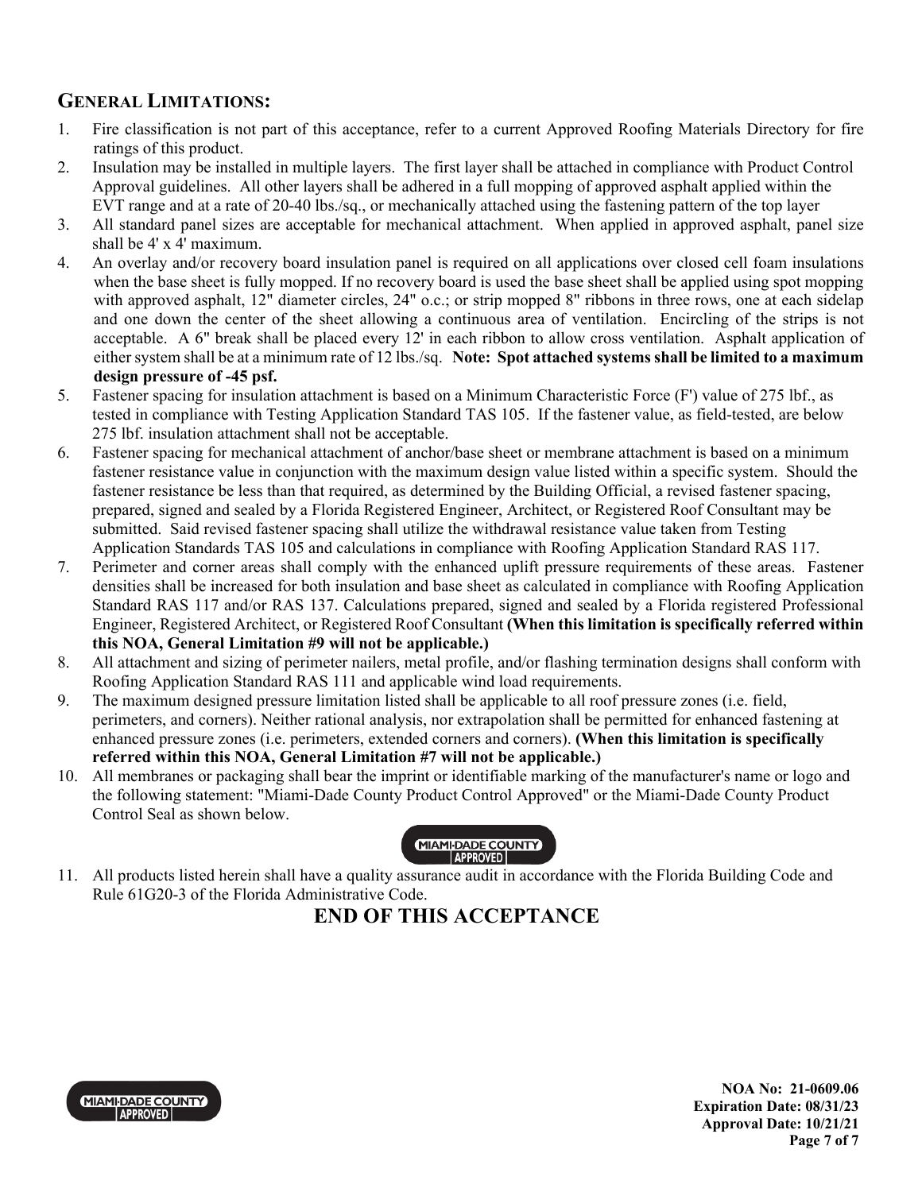## GENERAL LIMITATIONS:

1. Fire classification is not part of this acceptance, refer to a current Approved Roofing Materials Directory for fire ratings of this product.
2. Insulation may be installed in multiple layers. The first layer shall be attached in compliance with Product Control Approval guidelines. All other layers shall be adhered in a full mopping of approved asphalt applied within the EVT range and at a rate of 20-40 lbs./sq., or mechanically attached using the fastening pattern of the top layer
3. All standard panel sizes are acceptable for mechanical attachment. When applied in approved asphalt, panel size shall be 4' x 4' maximum.
4. An overlay and/or recovery board insulation panel is required on all applications over closed cell foam insulations when the base sheet is fully mopped. If no recovery board is used the base sheet shall be applied using spot mopping with approved asphalt, 12" diameter circles, 24" o.c.; or strip mopped 8" ribbons in three rows, one at each sidelap and one down the center of the sheet allowing a continuous area of ventilation. Encircling of the strips is not acceptable. A 6" break shall be placed every 12' in each ribbon to allow cross ventilation. Asphalt application of either system shall be at a minimum rate of 12 lbs./sq. **Note: Spot attached systems shall be limited to a maximum design pressure of -45 psf.**
5. Fastener spacing for insulation attachment is based on a Minimum Characteristic Force (F') value of 275 lbf., as tested in compliance with Testing Application Standard TAS 105. If the fastener value, as field-tested, are below 275 lbf. insulation attachment shall not be acceptable.
6. Fastener spacing for mechanical attachment of anchor/base sheet or membrane attachment is based on a minimum fastener resistance value in conjunction with the maximum design value listed within a specific system. Should the fastener resistance be less than that required, as determined by the Building Official, a revised fastener spacing, prepared, signed and sealed by a Florida Registered Engineer, Architect, or Registered Roof Consultant may be submitted. Said revised fastener spacing shall utilize the withdrawal resistance value taken from Testing Application Standards TAS 105 and calculations in compliance with Roofing Application Standard RAS 117.
7. Perimeter and corner areas shall comply with the enhanced uplift pressure requirements of these areas. Fastener densities shall be increased for both insulation and base sheet as calculated in compliance with Roofing Application Standard RAS 117 and/or RAS 137. Calculations prepared, signed and sealed by a Florida registered Professional Engineer, Registered Architect, or Registered Roof Consultant **(When this limitation is specifically referred within this NOA, General Limitation #9 will not be applicable.)**
8. All attachment and sizing of perimeter nailers, metal profile, and/or flashing termination designs shall conform with Roofing Application Standard RAS 111 and applicable wind load requirements.
9. The maximum designed pressure limitation listed shall be applicable to all roof pressure zones (i.e. field, perimeters, and corners). Neither rational analysis, nor extrapolation shall be permitted for enhanced fastening at enhanced pressure zones (i.e. perimeters, extended corners and corners). **(When this limitation is specifically referred within this NOA, General Limitation #7 will not be applicable.)**
10. All membranes or packaging shall bear the imprint or identifiable marking of the manufacturer's name or logo and the following statement: "Miami-Dade County Product Control Approved" or the Miami-Dade County Product Control Seal as shown below.

MIAMI-DADE COUNTY APPROVED

11. All products listed herein shall have a quality assurance audit in accordance with the Florida Building Code and Rule 61G20-3 of the Florida Administrative Code.

# END OF THIS ACCEPTANCE

**NOA No: 21-0609.06**
**Expiration Date: 08/31/23**
**Approval Date: 10/21/21**